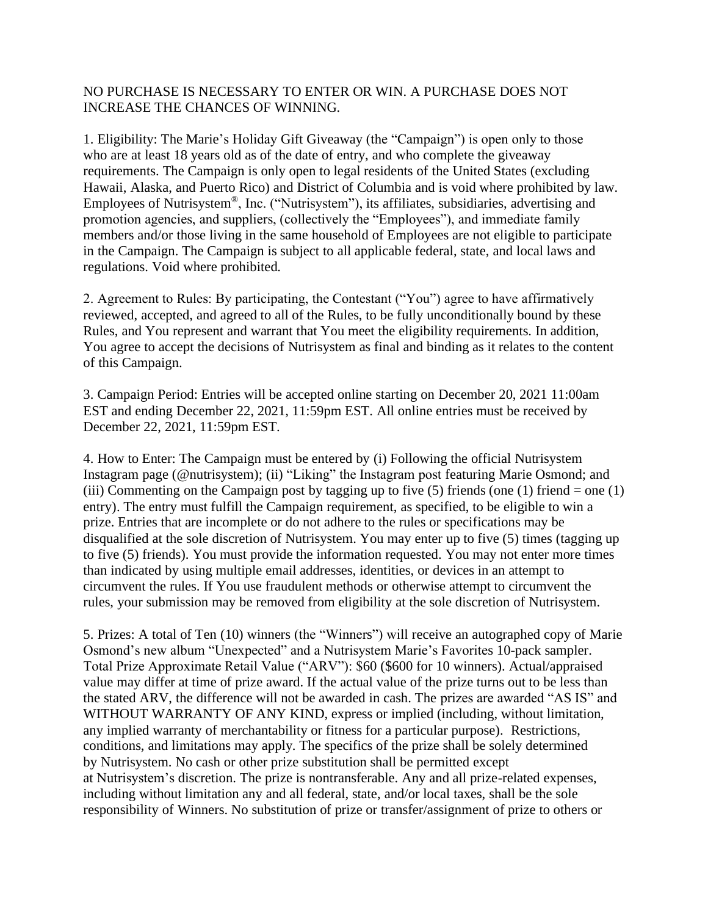NO PURCHASE IS NECESSARY TO ENTER OR WIN. A PURCHASE DOES NOT INCREASE THE CHANCES OF WINNING.

1. Eligibility: The Marie's Holiday Gift Giveaway (the "Campaign") is open only to those who are at least 18 years old as of the date of entry, and who complete the giveaway requirements. The Campaign is only open to legal residents of the United States (excluding Hawaii, Alaska, and Puerto Rico) and District of Columbia and is void where prohibited by law. Employees of Nutrisystem®, Inc. ("Nutrisystem"), its affiliates, subsidiaries, advertising and promotion agencies, and suppliers, (collectively the "Employees"), and immediate family members and/or those living in the same household of Employees are not eligible to participate in the Campaign. The Campaign is subject to all applicable federal, state, and local laws and regulations. Void where prohibited.

2. Agreement to Rules: By participating, the Contestant ("You") agree to have affirmatively reviewed, accepted, and agreed to all of the Rules, to be fully unconditionally bound by these Rules, and You represent and warrant that You meet the eligibility requirements. In addition, You agree to accept the decisions of Nutrisystem as final and binding as it relates to the content of this Campaign.

3. Campaign Period: Entries will be accepted online starting on December 20, 2021 11:00am EST and ending December 22, 2021, 11:59pm EST. All online entries must be received by December 22, 2021, 11:59pm EST.

4. How to Enter: The Campaign must be entered by (i) Following the official Nutrisystem Instagram page (@nutrisystem); (ii) "Liking" the Instagram post featuring Marie Osmond; and (iii) Commenting on the Campaign post by tagging up to five (5) friends (one (1) friend = one (1) entry). The entry must fulfill the Campaign requirement, as specified, to be eligible to win a prize. Entries that are incomplete or do not adhere to the rules or specifications may be disqualified at the sole discretion of Nutrisystem. You may enter up to five (5) times (tagging up to five (5) friends). You must provide the information requested. You may not enter more times than indicated by using multiple email addresses, identities, or devices in an attempt to circumvent the rules. If You use fraudulent methods or otherwise attempt to circumvent the rules, your submission may be removed from eligibility at the sole discretion of Nutrisystem.

5. Prizes: A total of Ten (10) winners (the "Winners") will receive an autographed copy of Marie Osmond's new album "Unexpected" and a Nutrisystem Marie's Favorites 10-pack sampler. Total Prize Approximate Retail Value ("ARV"): $60 ($600 for 10 winners). Actual/appraised value may differ at time of prize award. If the actual value of the prize turns out to be less than the stated ARV, the difference will not be awarded in cash. The prizes are awarded "AS IS" and WITHOUT WARRANTY OF ANY KIND, express or implied (including, without limitation, any implied warranty of merchantability or fitness for a particular purpose). Restrictions, conditions, and limitations may apply. The specifics of the prize shall be solely determined by Nutrisystem. No cash or other prize substitution shall be permitted except at Nutrisystem's discretion. The prize is nontransferable. Any and all prize-related expenses, including without limitation any and all federal, state, and/or local taxes, shall be the sole responsibility of Winners. No substitution of prize or transfer/assignment of prize to others or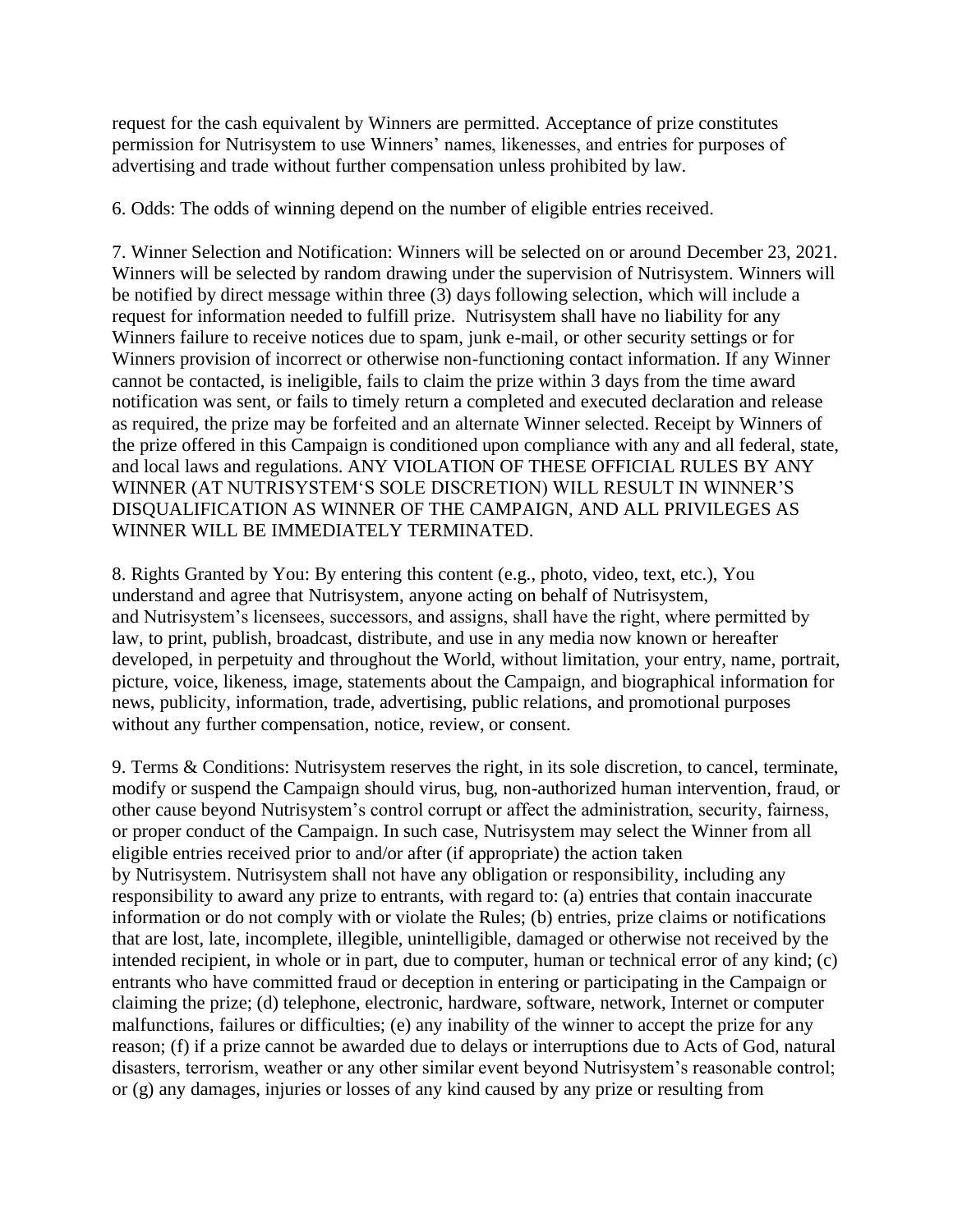request for the cash equivalent by Winners are permitted. Acceptance of prize constitutes permission for Nutrisystem to use Winners' names, likenesses, and entries for purposes of advertising and trade without further compensation unless prohibited by law.

6. Odds: The odds of winning depend on the number of eligible entries received.

7. Winner Selection and Notification: Winners will be selected on or around December 23, 2021. Winners will be selected by random drawing under the supervision of Nutrisystem. Winners will be notified by direct message within three (3) days following selection, which will include a request for information needed to fulfill prize. Nutrisystem shall have no liability for any Winners failure to receive notices due to spam, junk e-mail, or other security settings or for Winners provision of incorrect or otherwise non-functioning contact information. If any Winner cannot be contacted, is ineligible, fails to claim the prize within 3 days from the time award notification was sent, or fails to timely return a completed and executed declaration and release as required, the prize may be forfeited and an alternate Winner selected. Receipt by Winners of the prize offered in this Campaign is conditioned upon compliance with any and all federal, state, and local laws and regulations. ANY VIOLATION OF THESE OFFICIAL RULES BY ANY WINNER (AT NUTRISYSTEM'S SOLE DISCRETION) WILL RESULT IN WINNER'S DISQUALIFICATION AS WINNER OF THE CAMPAIGN, AND ALL PRIVILEGES AS WINNER WILL BE IMMEDIATELY TERMINATED.

8. Rights Granted by You: By entering this content (e.g., photo, video, text, etc.), You understand and agree that Nutrisystem, anyone acting on behalf of Nutrisystem, and Nutrisystem's licensees, successors, and assigns, shall have the right, where permitted by law, to print, publish, broadcast, distribute, and use in any media now known or hereafter developed, in perpetuity and throughout the World, without limitation, your entry, name, portrait, picture, voice, likeness, image, statements about the Campaign, and biographical information for news, publicity, information, trade, advertising, public relations, and promotional purposes without any further compensation, notice, review, or consent.

9. Terms & Conditions: Nutrisystem reserves the right, in its sole discretion, to cancel, terminate, modify or suspend the Campaign should virus, bug, non-authorized human intervention, fraud, or other cause beyond Nutrisystem's control corrupt or affect the administration, security, fairness, or proper conduct of the Campaign. In such case, Nutrisystem may select the Winner from all eligible entries received prior to and/or after (if appropriate) the action taken by Nutrisystem. Nutrisystem shall not have any obligation or responsibility, including any responsibility to award any prize to entrants, with regard to: (a) entries that contain inaccurate information or do not comply with or violate the Rules; (b) entries, prize claims or notifications that are lost, late, incomplete, illegible, unintelligible, damaged or otherwise not received by the intended recipient, in whole or in part, due to computer, human or technical error of any kind; (c) entrants who have committed fraud or deception in entering or participating in the Campaign or claiming the prize; (d) telephone, electronic, hardware, software, network, Internet or computer malfunctions, failures or difficulties; (e) any inability of the winner to accept the prize for any reason; (f) if a prize cannot be awarded due to delays or interruptions due to Acts of God, natural disasters, terrorism, weather or any other similar event beyond Nutrisystem's reasonable control; or (g) any damages, injuries or losses of any kind caused by any prize or resulting from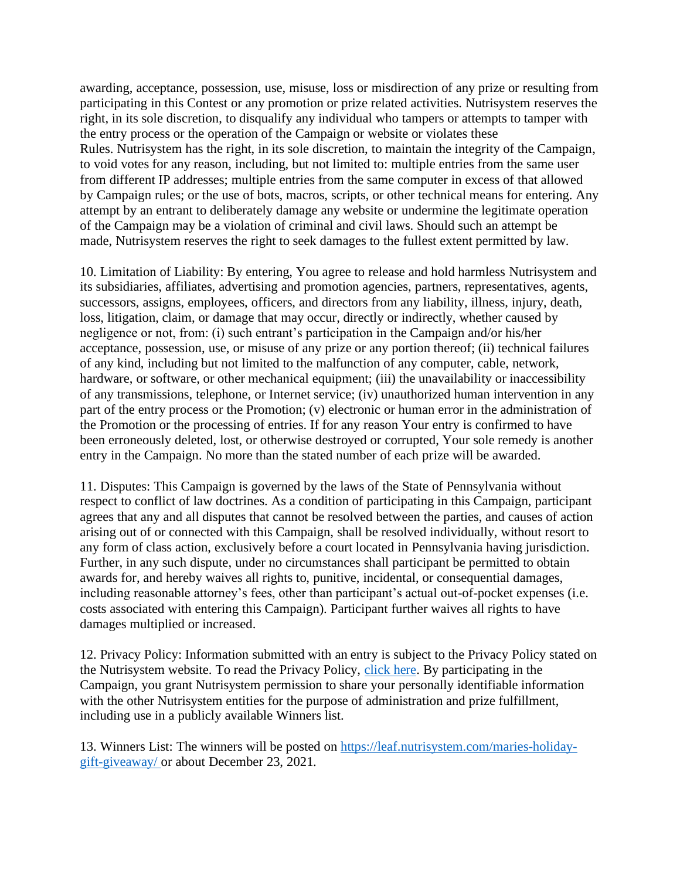awarding, acceptance, possession, use, misuse, loss or misdirection of any prize or resulting from participating in this Contest or any promotion or prize related activities. Nutrisystem reserves the right, in its sole discretion, to disqualify any individual who tampers or attempts to tamper with the entry process or the operation of the Campaign or website or violates these Rules. Nutrisystem has the right, in its sole discretion, to maintain the integrity of the Campaign, to void votes for any reason, including, but not limited to: multiple entries from the same user from different IP addresses; multiple entries from the same computer in excess of that allowed by Campaign rules; or the use of bots, macros, scripts, or other technical means for entering. Any attempt by an entrant to deliberately damage any website or undermine the legitimate operation of the Campaign may be a violation of criminal and civil laws. Should such an attempt be made, Nutrisystem reserves the right to seek damages to the fullest extent permitted by law.

10. Limitation of Liability: By entering, You agree to release and hold harmless Nutrisystem and its subsidiaries, affiliates, advertising and promotion agencies, partners, representatives, agents, successors, assigns, employees, officers, and directors from any liability, illness, injury, death, loss, litigation, claim, or damage that may occur, directly or indirectly, whether caused by negligence or not, from: (i) such entrant's participation in the Campaign and/or his/her acceptance, possession, use, or misuse of any prize or any portion thereof; (ii) technical failures of any kind, including but not limited to the malfunction of any computer, cable, network, hardware, or software, or other mechanical equipment; (iii) the unavailability or inaccessibility of any transmissions, telephone, or Internet service; (iv) unauthorized human intervention in any part of the entry process or the Promotion; (v) electronic or human error in the administration of the Promotion or the processing of entries. If for any reason Your entry is confirmed to have been erroneously deleted, lost, or otherwise destroyed or corrupted, Your sole remedy is another entry in the Campaign. No more than the stated number of each prize will be awarded.

11. Disputes: This Campaign is governed by the laws of the State of Pennsylvania without respect to conflict of law doctrines. As a condition of participating in this Campaign, participant agrees that any and all disputes that cannot be resolved between the parties, and causes of action arising out of or connected with this Campaign, shall be resolved individually, without resort to any form of class action, exclusively before a court located in Pennsylvania having jurisdiction. Further, in any such dispute, under no circumstances shall participant be permitted to obtain awards for, and hereby waives all rights to, punitive, incidental, or consequential damages, including reasonable attorney's fees, other than participant's actual out-of-pocket expenses (i.e. costs associated with entering this Campaign). Participant further waives all rights to have damages multiplied or increased.

12. Privacy Policy: Information submitted with an entry is subject to the Privacy Policy stated on the Nutrisystem website. To read the Privacy Policy, [click here](). By participating in the Campaign, you grant Nutrisystem permission to share your personally identifiable information with the other Nutrisystem entities for the purpose of administration and prize fulfillment, including use in a publicly available Winners list.

13. Winners List: The winners will be posted on [https://leaf.nutrisystem.com/maries-holiday-gift-giveaway/](https://leaf.nutrisystem.com/maries-holiday-gift-giveaway/) or about December 23, 2021.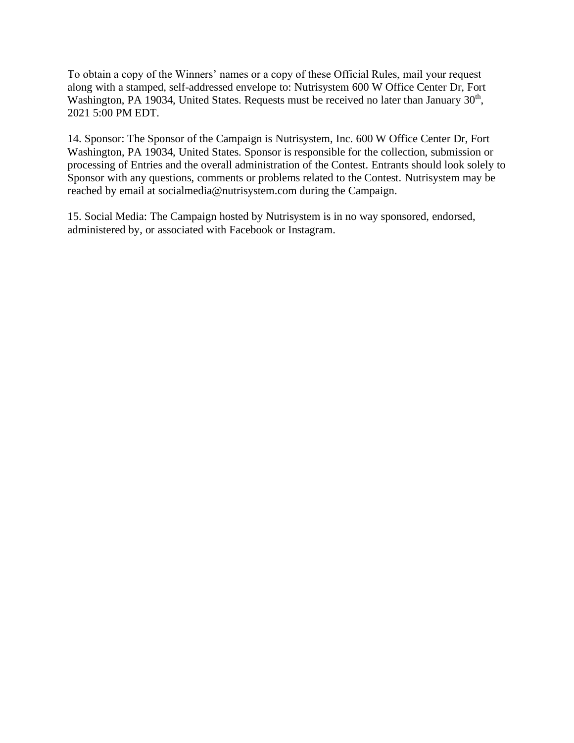To obtain a copy of the Winners' names or a copy of these Official Rules, mail your request along with a stamped, self-addressed envelope to: Nutrisystem 600 W Office Center Dr, Fort Washington, PA 19034, United States. Requests must be received no later than January 30th, 2021 5:00 PM EDT.

14. Sponsor: The Sponsor of the Campaign is Nutrisystem, Inc. 600 W Office Center Dr, Fort Washington, PA 19034, United States. Sponsor is responsible for the collection, submission or processing of Entries and the overall administration of the Contest. Entrants should look solely to Sponsor with any questions, comments or problems related to the Contest. Nutrisystem may be reached by email at socialmedia@nutrisystem.com during the Campaign.

15. Social Media: The Campaign hosted by Nutrisystem is in no way sponsored, endorsed, administered by, or associated with Facebook or Instagram.